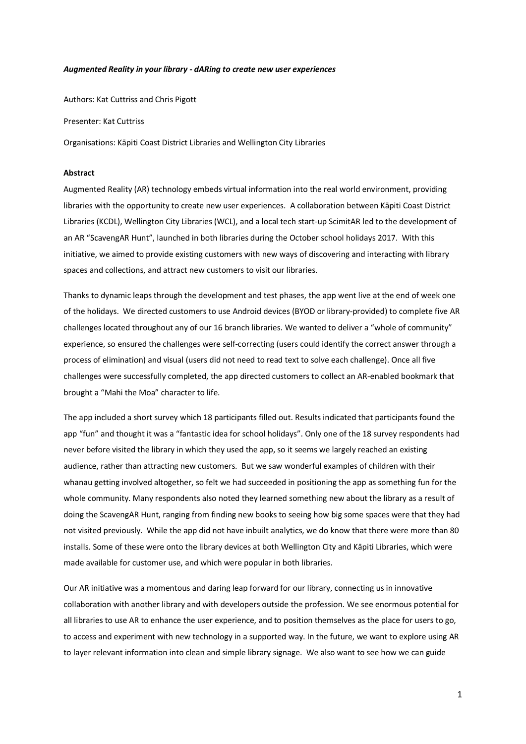***Augmented Reality in your library - dARing to create new user experiences***

Authors: Kat Cuttriss and Chris Pigott

Presenter: Kat Cuttriss

Organisations: Kāpiti Coast District Libraries and Wellington City Libraries

**Abstract**

Augmented Reality (AR) technology embeds virtual information into the real world environment, providing libraries with the opportunity to create new user experiences. A collaboration between Kāpiti Coast District Libraries (KCDL), Wellington City Libraries (WCL), and a local tech start-up ScimitAR led to the development of an AR "ScavengAR Hunt", launched in both libraries during the October school holidays 2017. With this initiative, we aimed to provide existing customers with new ways of discovering and interacting with library spaces and collections, and attract new customers to visit our libraries.

Thanks to dynamic leaps through the development and test phases, the app went live at the end of week one of the holidays. We directed customers to use Android devices (BYOD or library-provided) to complete five AR challenges located throughout any of our 16 branch libraries. We wanted to deliver a "whole of community" experience, so ensured the challenges were self-correcting (users could identify the correct answer through a process of elimination) and visual (users did not need to read text to solve each challenge). Once all five challenges were successfully completed, the app directed customers to collect an AR-enabled bookmark that brought a "Mahi the Moa" character to life.

The app included a short survey which 18 participants filled out. Results indicated that participants found the app "fun" and thought it was a "fantastic idea for school holidays". Only one of the 18 survey respondents had never before visited the library in which they used the app, so it seems we largely reached an existing audience, rather than attracting new customers. But we saw wonderful examples of children with their whanau getting involved altogether, so felt we had succeeded in positioning the app as something fun for the whole community. Many respondents also noted they learned something new about the library as a result of doing the ScavengAR Hunt, ranging from finding new books to seeing how big some spaces were that they had not visited previously. While the app did not have inbuilt analytics, we do know that there were more than 80 installs. Some of these were onto the library devices at both Wellington City and Kāpiti Libraries, which were made available for customer use, and which were popular in both libraries.

Our AR initiative was a momentous and daring leap forward for our library, connecting us in innovative collaboration with another library and with developers outside the profession. We see enormous potential for all libraries to use AR to enhance the user experience, and to position themselves as the place for users to go, to access and experiment with new technology in a supported way. In the future, we want to explore using AR to layer relevant information into clean and simple library signage. We also want to see how we can guide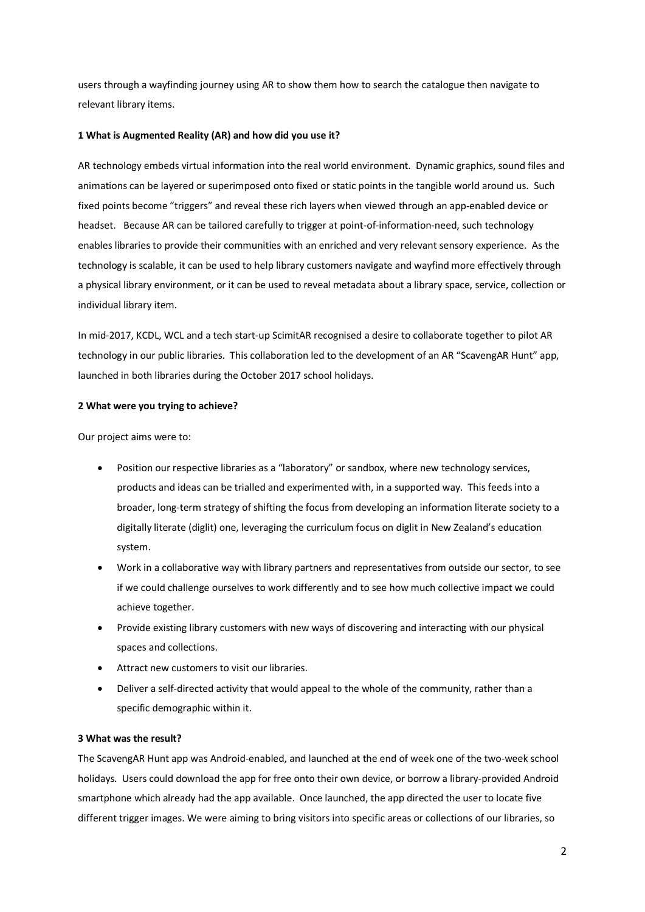users through a wayfinding journey using AR to show them how to search the catalogue then navigate to relevant library items.

**1 What is Augmented Reality (AR) and how did you use it?**

AR technology embeds virtual information into the real world environment. Dynamic graphics, sound files and animations can be layered or superimposed onto fixed or static points in the tangible world around us. Such fixed points become "triggers" and reveal these rich layers when viewed through an app-enabled device or headset. Because AR can be tailored carefully to trigger at point-of-information-need, such technology enables libraries to provide their communities with an enriched and very relevant sensory experience. As the technology is scalable, it can be used to help library customers navigate and wayfind more effectively through a physical library environment, or it can be used to reveal metadata about a library space, service, collection or individual library item.

In mid-2017, KCDL, WCL and a tech start-up ScimitAR recognised a desire to collaborate together to pilot AR technology in our public libraries. This collaboration led to the development of an AR "ScavengAR Hunt" app, launched in both libraries during the October 2017 school holidays.

**2 What were you trying to achieve?**

Our project aims were to:

- Position our respective libraries as a "laboratory" or sandbox, where new technology services, products and ideas can be trialled and experimented with, in a supported way. This feeds into a broader, long-term strategy of shifting the focus from developing an information literate society to a digitally literate (diglit) one, leveraging the curriculum focus on diglit in New Zealand's education system.
- Work in a collaborative way with library partners and representatives from outside our sector, to see if we could challenge ourselves to work differently and to see how much collective impact we could achieve together.
- Provide existing library customers with new ways of discovering and interacting with our physical spaces and collections.
- Attract new customers to visit our libraries.
- Deliver a self-directed activity that would appeal to the whole of the community, rather than a specific demographic within it.

**3 What was the result?**

The ScavengAR Hunt app was Android-enabled, and launched at the end of week one of the two-week school holidays. Users could download the app for free onto their own device, or borrow a library-provided Android smartphone which already had the app available. Once launched, the app directed the user to locate five different trigger images. We were aiming to bring visitors into specific areas or collections of our libraries, so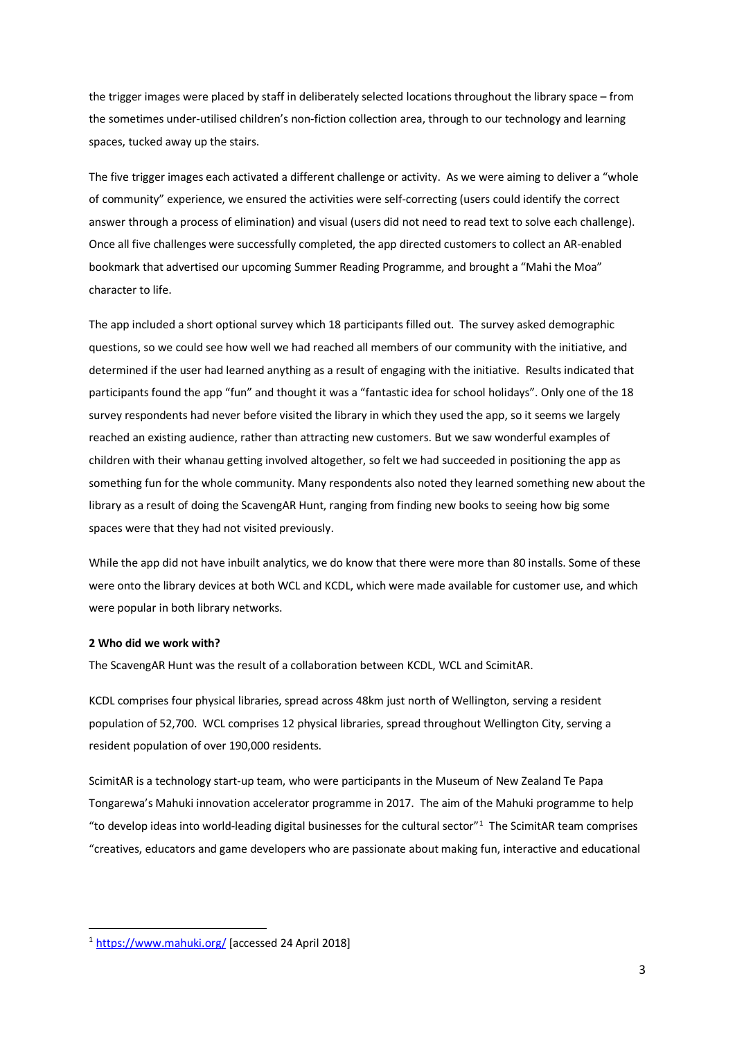the trigger images were placed by staff in deliberately selected locations throughout the library space – from the sometimes under-utilised children's non-fiction collection area, through to our technology and learning spaces, tucked away up the stairs.

The five trigger images each activated a different challenge or activity. As we were aiming to deliver a "whole of community" experience, we ensured the activities were self-correcting (users could identify the correct answer through a process of elimination) and visual (users did not need to read text to solve each challenge). Once all five challenges were successfully completed, the app directed customers to collect an AR-enabled bookmark that advertised our upcoming Summer Reading Programme, and brought a "Mahi the Moa" character to life.

The app included a short optional survey which 18 participants filled out. The survey asked demographic questions, so we could see how well we had reached all members of our community with the initiative, and determined if the user had learned anything as a result of engaging with the initiative. Results indicated that participants found the app "fun" and thought it was a "fantastic idea for school holidays". Only one of the 18 survey respondents had never before visited the library in which they used the app, so it seems we largely reached an existing audience, rather than attracting new customers. But we saw wonderful examples of children with their whanau getting involved altogether, so felt we had succeeded in positioning the app as something fun for the whole community. Many respondents also noted they learned something new about the library as a result of doing the ScavengAR Hunt, ranging from finding new books to seeing how big some spaces were that they had not visited previously.

While the app did not have inbuilt analytics, we do know that there were more than 80 installs. Some of these were onto the library devices at both WCL and KCDL, which were made available for customer use, and which were popular in both library networks.

**2 Who did we work with?**

The ScavengAR Hunt was the result of a collaboration between KCDL, WCL and ScimitAR.

KCDL comprises four physical libraries, spread across 48km just north of Wellington, serving a resident population of 52,700. WCL comprises 12 physical libraries, spread throughout Wellington City, serving a resident population of over 190,000 residents.

ScimitAR is a technology start-up team, who were participants in the Museum of New Zealand Te Papa Tongarewa's Mahuki innovation accelerator programme in 2017. The aim of the Mahuki programme to help "to develop ideas into world-leading digital businesses for the cultural sector"[1] The ScimitAR team comprises "creatives, educators and game developers who are passionate about making fun, interactive and educational

[1] https://www.mahuki.org/ [accessed 24 April 2018]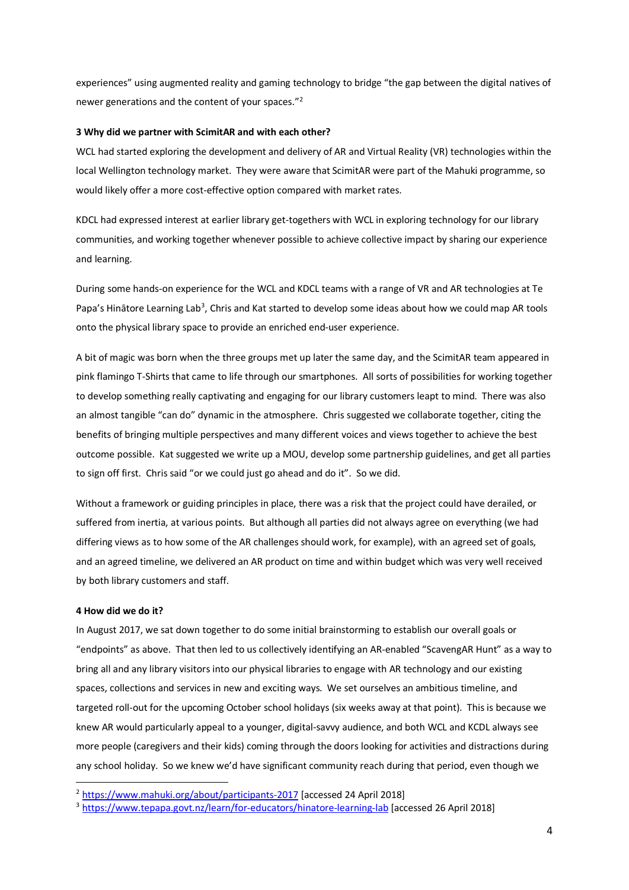experiences" using augmented reality and gaming technology to bridge "the gap between the digital natives of newer generations and the content of your spaces."[2]

**3 Why did we partner with ScimitAR and with each other?**

WCL had started exploring the development and delivery of AR and Virtual Reality (VR) technologies within the local Wellington technology market. They were aware that ScimitAR were part of the Mahuki programme, so would likely offer a more cost-effective option compared with market rates.

KDCL had expressed interest at earlier library get-togethers with WCL in exploring technology for our library communities, and working together whenever possible to achieve collective impact by sharing our experience and learning.

During some hands-on experience for the WCL and KDCL teams with a range of VR and AR technologies at Te Papa's Hinātore Learning Lab[3], Chris and Kat started to develop some ideas about how we could map AR tools onto the physical library space to provide an enriched end-user experience.

A bit of magic was born when the three groups met up later the same day, and the ScimitAR team appeared in pink flamingo T-Shirts that came to life through our smartphones. All sorts of possibilities for working together to develop something really captivating and engaging for our library customers leapt to mind. There was also an almost tangible "can do" dynamic in the atmosphere. Chris suggested we collaborate together, citing the benefits of bringing multiple perspectives and many different voices and views together to achieve the best outcome possible. Kat suggested we write up a MOU, develop some partnership guidelines, and get all parties to sign off first. Chris said "or we could just go ahead and do it". So we did.

Without a framework or guiding principles in place, there was a risk that the project could have derailed, or suffered from inertia, at various points. But although all parties did not always agree on everything (we had differing views as to how some of the AR challenges should work, for example), with an agreed set of goals, and an agreed timeline, we delivered an AR product on time and within budget which was very well received by both library customers and staff.

**4 How did we do it?**

In August 2017, we sat down together to do some initial brainstorming to establish our overall goals or "endpoints" as above. That then led to us collectively identifying an AR-enabled "ScavengAR Hunt" as a way to bring all and any library visitors into our physical libraries to engage with AR technology and our existing spaces, collections and services in new and exciting ways. We set ourselves an ambitious timeline, and targeted roll-out for the upcoming October school holidays (six weeks away at that point). This is because we knew AR would particularly appeal to a younger, digital-savvy audience, and both WCL and KCDL always see more people (caregivers and their kids) coming through the doors looking for activities and distractions during any school holiday. So we knew we'd have significant community reach during that period, even though we

---

[2] https://www.mahuki.org/about/participants-2017 [accessed 24 April 2018]

[3] https://www.tepapa.govt.nz/learn/for-educators/hinatore-learning-lab [accessed 26 April 2018]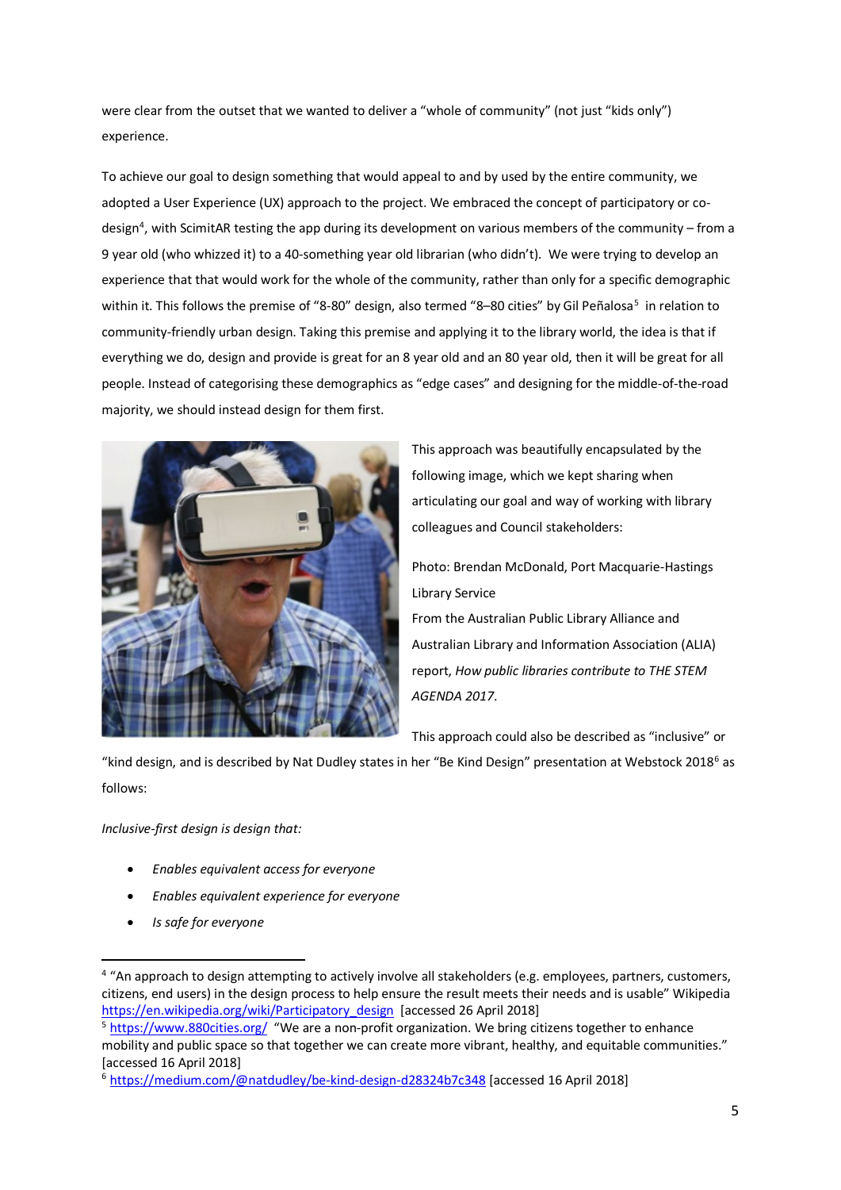were clear from the outset that we wanted to deliver a "whole of community" (not just "kids only") experience.

To achieve our goal to design something that would appeal to and by used by the entire community, we adopted a User Experience (UX) approach to the project. We embraced the concept of participatory or co-design[4], with ScimitAR testing the app during its development on various members of the community – from a 9 year old (who whizzed it) to a 40-something year old librarian (who didn't). We were trying to develop an experience that that would work for the whole of the community, rather than only for a specific demographic within it. This follows the premise of "8-80" design, also termed "8–80 cities" by Gil Peñalosa[5] in relation to community-friendly urban design. Taking this premise and applying it to the library world, the idea is that if everything we do, design and provide is great for an 8 year old and an 80 year old, then it will be great for all people. Instead of categorising these demographics as "edge cases" and designing for the middle-of-the-road majority, we should instead design for them first.

This approach was beautifully encapsulated by the following image, which we kept sharing when articulating our goal and way of working with library colleagues and Council stakeholders:

Photo: Brendan McDonald, Port Macquarie-Hastings Library Service
From the Australian Public Library Alliance and Australian Library and Information Association (ALIA) report, *How public libraries contribute to THE STEM AGENDA 2017*.

This approach could also be described as "inclusive" or "kind design, and is described by Nat Dudley states in her "Be Kind Design" presentation at Webstock 2018[6] as follows:

*Inclusive-first design is design that:*

- *Enables equivalent access for everyone*
- *Enables equivalent experience for everyone*
- *Is safe for everyone*

---

[4] "An approach to design attempting to actively involve all stakeholders (e.g. employees, partners, customers, citizens, end users) in the design process to help ensure the result meets their needs and is usable" Wikipedia https://en.wikipedia.org/wiki/Participatory_design [accessed 26 April 2018]

[5] https://www.880cities.org/ "We are a non-profit organization. We bring citizens together to enhance mobility and public space so that together we can create more vibrant, healthy, and equitable communities." [accessed 16 April 2018]

[6] https://medium.com/@natdudley/be-kind-design-d28324b7c348 [accessed 16 April 2018]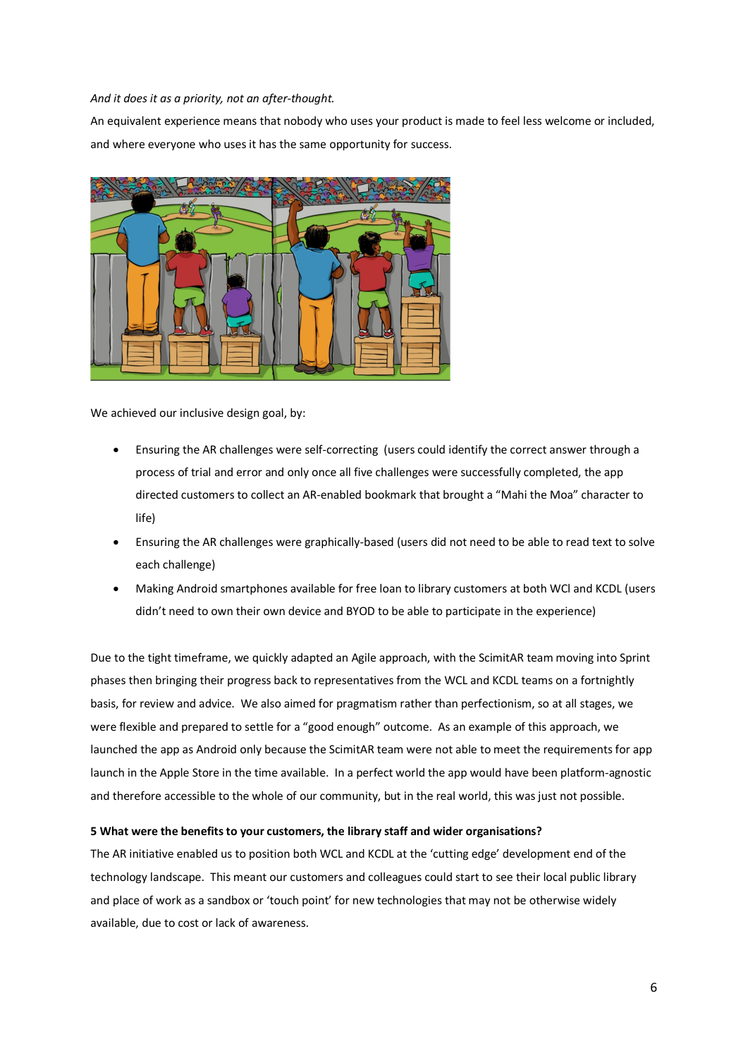*And it does it as a priority, not an after-thought.*

An equivalent experience means that nobody who uses your product is made to feel less welcome or included, and where everyone who uses it has the same opportunity for success.

We achieved our inclusive design goal, by:

- Ensuring the AR challenges were self-correcting (users could identify the correct answer through a process of trial and error and only once all five challenges were successfully completed, the app directed customers to collect an AR-enabled bookmark that brought a "Mahi the Moa" character to life)
- Ensuring the AR challenges were graphically-based (users did not need to be able to read text to solve each challenge)
- Making Android smartphones available for free loan to library customers at both WCl and KCDL (users didn't need to own their own device and BYOD to be able to participate in the experience)

Due to the tight timeframe, we quickly adapted an Agile approach, with the ScimitAR team moving into Sprint phases then bringing their progress back to representatives from the WCL and KCDL teams on a fortnightly basis, for review and advice. We also aimed for pragmatism rather than perfectionism, so at all stages, we were flexible and prepared to settle for a "good enough" outcome. As an example of this approach, we launched the app as Android only because the ScimitAR team were not able to meet the requirements for app launch in the Apple Store in the time available. In a perfect world the app would have been platform-agnostic and therefore accessible to the whole of our community, but in the real world, this was just not possible.

**5 What were the benefits to your customers, the library staff and wider organisations?**

The AR initiative enabled us to position both WCL and KCDL at the 'cutting edge' development end of the technology landscape. This meant our customers and colleagues could start to see their local public library and place of work as a sandbox or 'touch point' for new technologies that may not be otherwise widely available, due to cost or lack of awareness.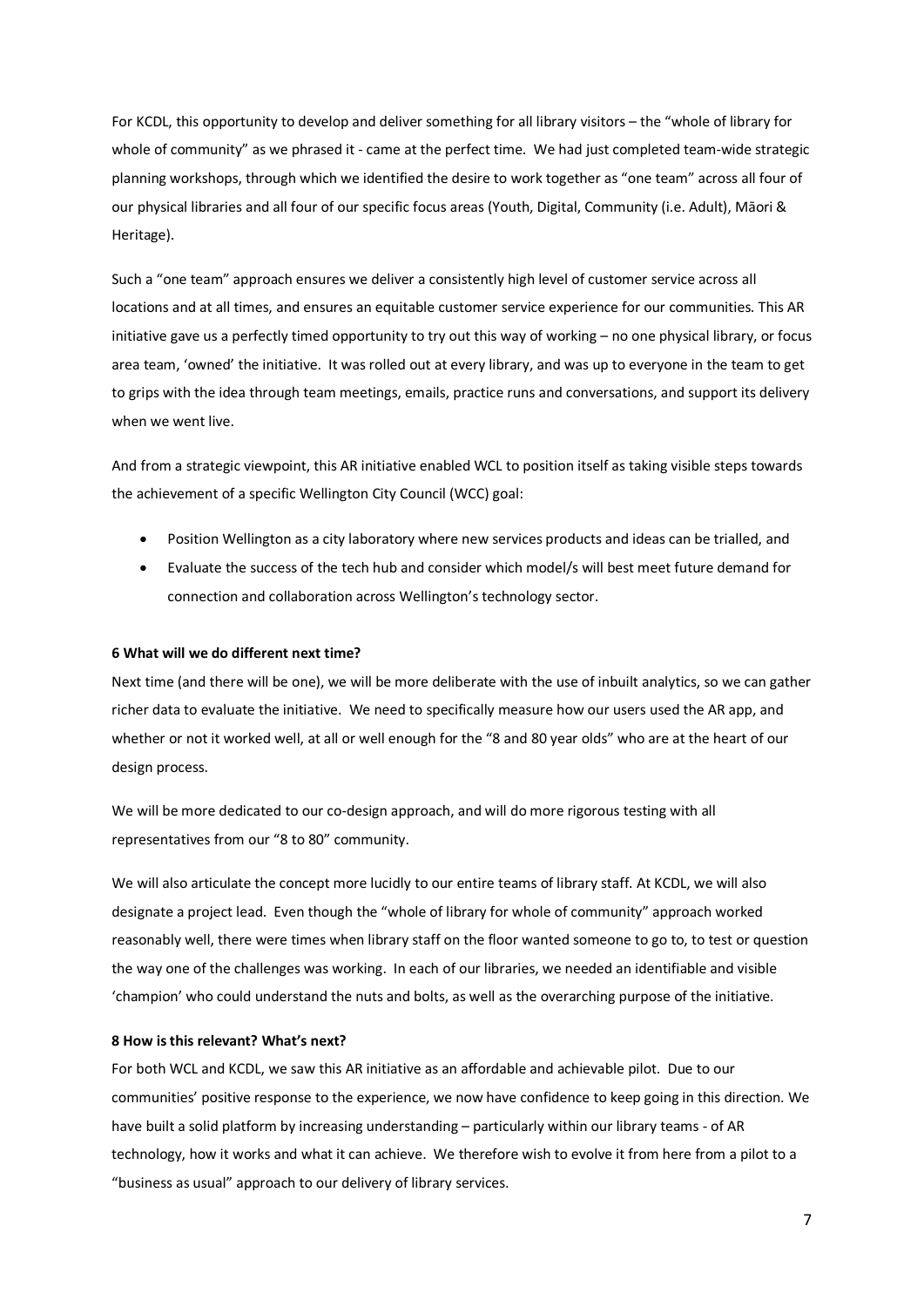For KCDL, this opportunity to develop and deliver something for all library visitors – the "whole of library for whole of community" as we phrased it - came at the perfect time. We had just completed team-wide strategic planning workshops, through which we identified the desire to work together as "one team" across all four of our physical libraries and all four of our specific focus areas (Youth, Digital, Community (i.e. Adult), Māori & Heritage).

Such a "one team" approach ensures we deliver a consistently high level of customer service across all locations and at all times, and ensures an equitable customer service experience for our communities. This AR initiative gave us a perfectly timed opportunity to try out this way of working – no one physical library, or focus area team, 'owned' the initiative. It was rolled out at every library, and was up to everyone in the team to get to grips with the idea through team meetings, emails, practice runs and conversations, and support its delivery when we went live.

And from a strategic viewpoint, this AR initiative enabled WCL to position itself as taking visible steps towards the achievement of a specific Wellington City Council (WCC) goal:

- Position Wellington as a city laboratory where new services products and ideas can be trialled, and
- Evaluate the success of the tech hub and consider which model/s will best meet future demand for connection and collaboration across Wellington's technology sector.

**6 What will we do different next time?**

Next time (and there will be one), we will be more deliberate with the use of inbuilt analytics, so we can gather richer data to evaluate the initiative. We need to specifically measure how our users used the AR app, and whether or not it worked well, at all or well enough for the "8 and 80 year olds" who are at the heart of our design process.

We will be more dedicated to our co-design approach, and will do more rigorous testing with all representatives from our "8 to 80" community.

We will also articulate the concept more lucidly to our entire teams of library staff. At KCDL, we will also designate a project lead. Even though the "whole of library for whole of community" approach worked reasonably well, there were times when library staff on the floor wanted someone to go to, to test or question the way one of the challenges was working. In each of our libraries, we needed an identifiable and visible 'champion' who could understand the nuts and bolts, as well as the overarching purpose of the initiative.

**8 How is this relevant? What's next?**

For both WCL and KCDL, we saw this AR initiative as an affordable and achievable pilot. Due to our communities' positive response to the experience, we now have confidence to keep going in this direction. We have built a solid platform by increasing understanding – particularly within our library teams - of AR technology, how it works and what it can achieve. We therefore wish to evolve it from here from a pilot to a "business as usual" approach to our delivery of library services.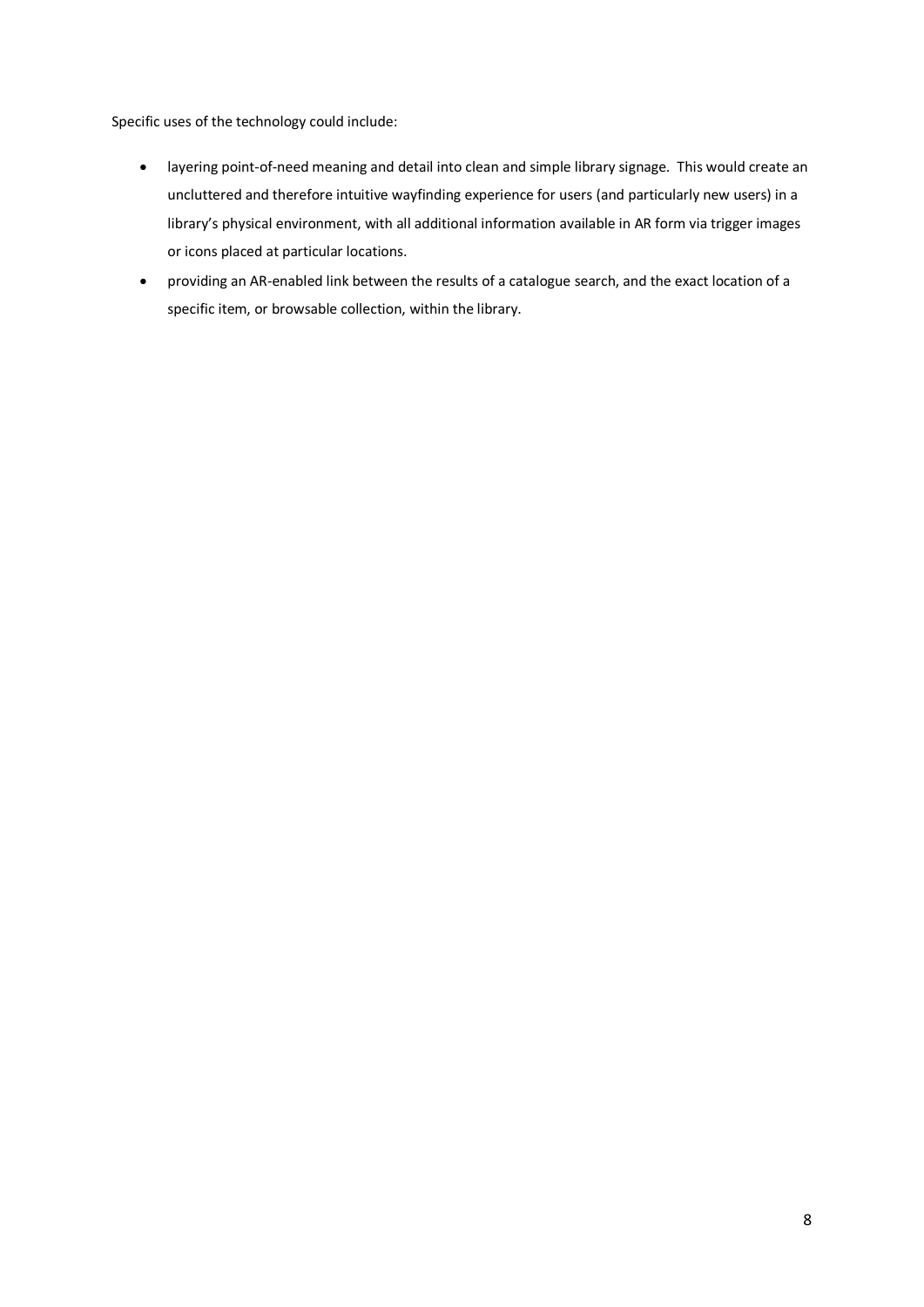Specific uses of the technology could include:

- layering point-of-need meaning and detail into clean and simple library signage. This would create an uncluttered and therefore intuitive wayfinding experience for users (and particularly new users) in a library's physical environment, with all additional information available in AR form via trigger images or icons placed at particular locations.
- providing an AR-enabled link between the results of a catalogue search, and the exact location of a specific item, or browsable collection, within the library.